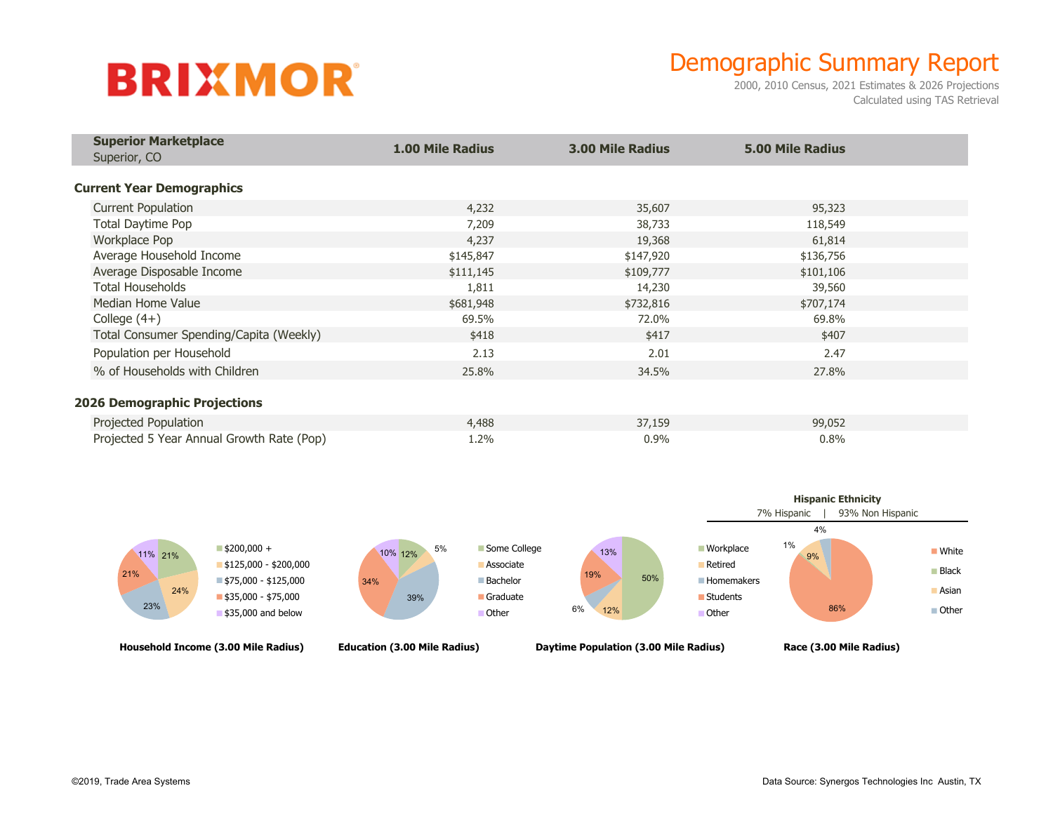BRIXMOR®

# Demographic Summary Report

2000, 2010 Census, 2021 Estimates & 2026 Projections
Calculated using TAS Retrieval

| **Superior Marketplace** Superior, CO | **1.00 Mile Radius** | **3.00 Mile Radius** | **5.00 Mile Radius** |
|---|---|---|---|
| **Current Year Demographics** | | | |
| Current Population | 4,232 | 35,607 | 95,323 |
| Total Daytime Pop | 7,209 | 38,733 | 118,549 |
| Workplace Pop | 4,237 | 19,368 | 61,814 |
| Average Household Income | $145,847 | $147,920 | $136,756 |
| Average Disposable Income | $111,145 | $109,777 | $101,106 |
| Total Households | 1,811 | 14,230 | 39,560 |
| Median Home Value | $681,948 | $732,816 | $707,174 |
| College (4+) | 69.5% | 72.0% | 69.8% |
| Total Consumer Spending/Capita (Weekly) | $418 | $417 | $407 |
| Population per Household | 2.13 | 2.01 | 2.47 |
| % of Households with Children | 25.8% | 34.5% | 27.8% |
| **2026 Demographic Projections** | | | |
| Projected Population | 4,488 | 37,159 | 99,052 |
| Projected 5 Year Annual Growth Rate (Pop) | 1.2% | 0.9% | 0.8% |

**Household Income (3.00 Mile Radius)**

| Category | % |
|---|---|
| $200,000 + | 21% |
| $125,000 - $200,000 | 24% |
| $75,000 - $125,000 | 23% |
| $35,000 - $75,000 | 21% |
| $35,000 and below | 11% |

**Education (3.00 Mile Radius)**

| Category | % |
|---|---|
| Some College | 12% |
| Associate | 5% |
| Bachelor | 39% |
| Graduate | 34% |
| Other | 10% |

**Daytime Population (3.00 Mile Radius)**

| Category | % |
|---|---|
| Workplace | 50% |
| Retired | 12% |
| Homemakers | 6% |
| Students | 19% |
| Other | 13% |

**Race (3.00 Mile Radius)**

**Hispanic Ethnicity**
7% Hispanic | 93% Non Hispanic

| Category | % |
|---|---|
| White | 86% |
| Black | 1% |
| Asian | 9% |
| Other | 4% |

©2019, Trade Area Systems

Data Source: Synergos Technologies Inc Austin, TX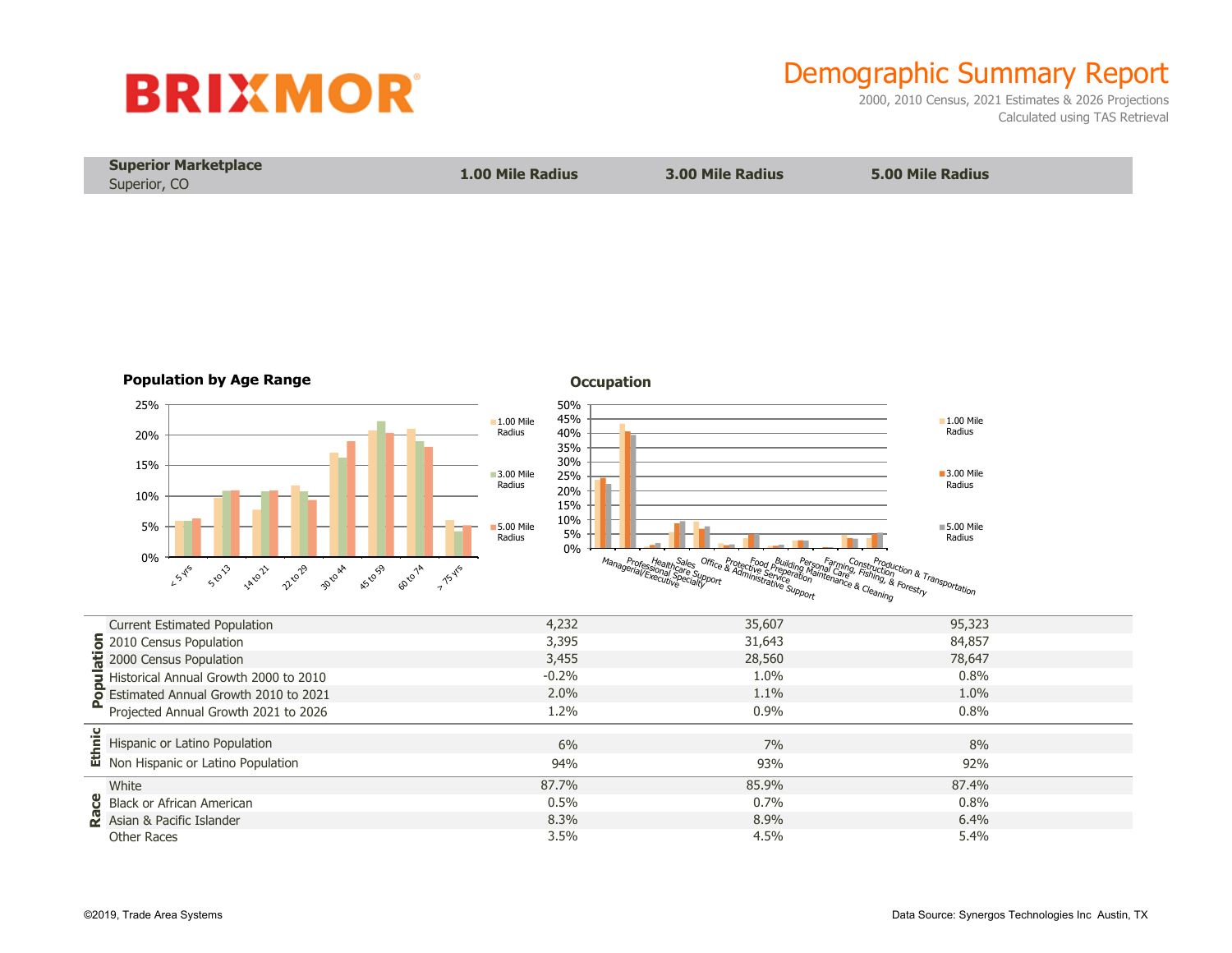# BRIXMOR

## Demographic Summary Report

2000, 2010 Census, 2021 Estimates & 2026 Projections
Calculated using TAS Retrieval

| Superior Marketplace<br>Superior, CO | 1.00 Mile Radius | 3.00 Mile Radius | 5.00 Mile Radius |
|---|---|---|---|

### Population by Age Range

25%
20%
15%
10%
5%
0%

< 5 yrs, 5 to 13, 14 to 21, 22 to 29, 30 to 44, 45 to 59, 60 to 74, > 75 yrs

1.00 Mile Radius
3.00 Mile Radius
5.00 Mile Radius

### Occupation

50%
45%
40%
35%
30%
25%
20%
15%
10%
5%
0%

Managerial/Executive, Professional Specialty, Healthcare Support, Sales, Office & Administrative Support, Protective Service, Food Preperation, Building Maintenance & Cleaning, Personal Care, Farming, Fishing, & Forestry, Construction, Production & Transportation

1.00 Mile Radius
3.00 Mile Radius
5.00 Mile Radius

| | | 1.00 Mile Radius | 3.00 Mile Radius | 5.00 Mile Radius |
|---|---|---|---|---|
| **Population** | Current Estimated Population | 4,232 | 35,607 | 95,323 |
| | 2010 Census Population | 3,395 | 31,643 | 84,857 |
| | 2000 Census Population | 3,455 | 28,560 | 78,647 |
| | Historical Annual Growth 2000 to 2010 | -0.2% | 1.0% | 0.8% |
| | Estimated Annual Growth 2010 to 2021 | 2.0% | 1.1% | 1.0% |
| | Projected Annual Growth 2021 to 2026 | 1.2% | 0.9% | 0.8% |
| **Ethnic** | Hispanic or Latino Population | 6% | 7% | 8% |
| | Non Hispanic or Latino Population | 94% | 93% | 92% |
| **Race** | White | 87.7% | 85.9% | 87.4% |
| | Black or African American | 0.5% | 0.7% | 0.8% |
| | Asian & Pacific Islander | 8.3% | 8.9% | 6.4% |
| | Other Races | 3.5% | 4.5% | 5.4% |

©2019, Trade Area Systems

Data Source: Synergos Technologies Inc Austin, TX